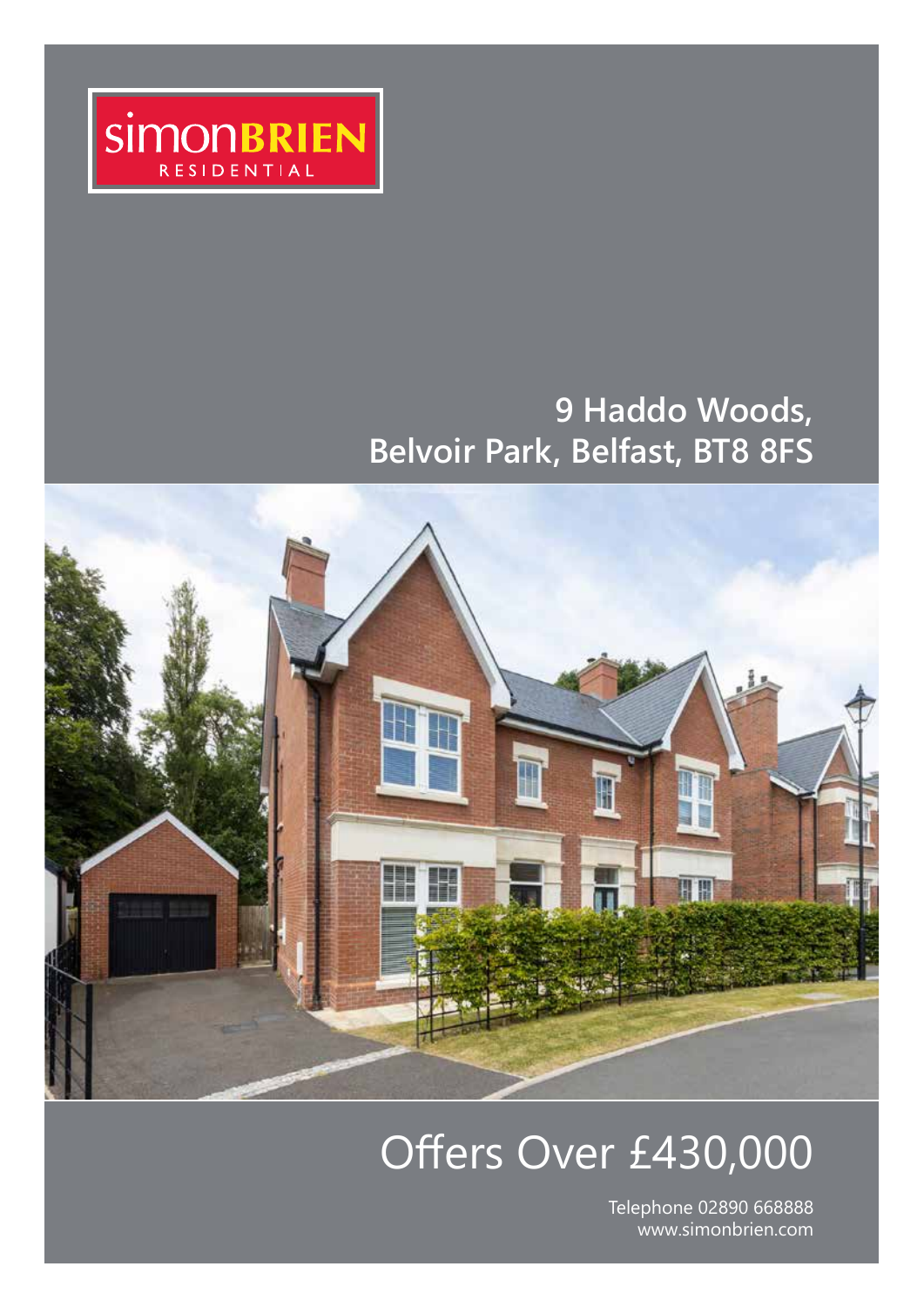simonBRIEN RESIDENTIAL

# 9 Haddo Woods, Belvoir Park, Belfast, BT8 8FS

# Offers Over £430,000

Telephone 02890 668888
www.simonbrien.com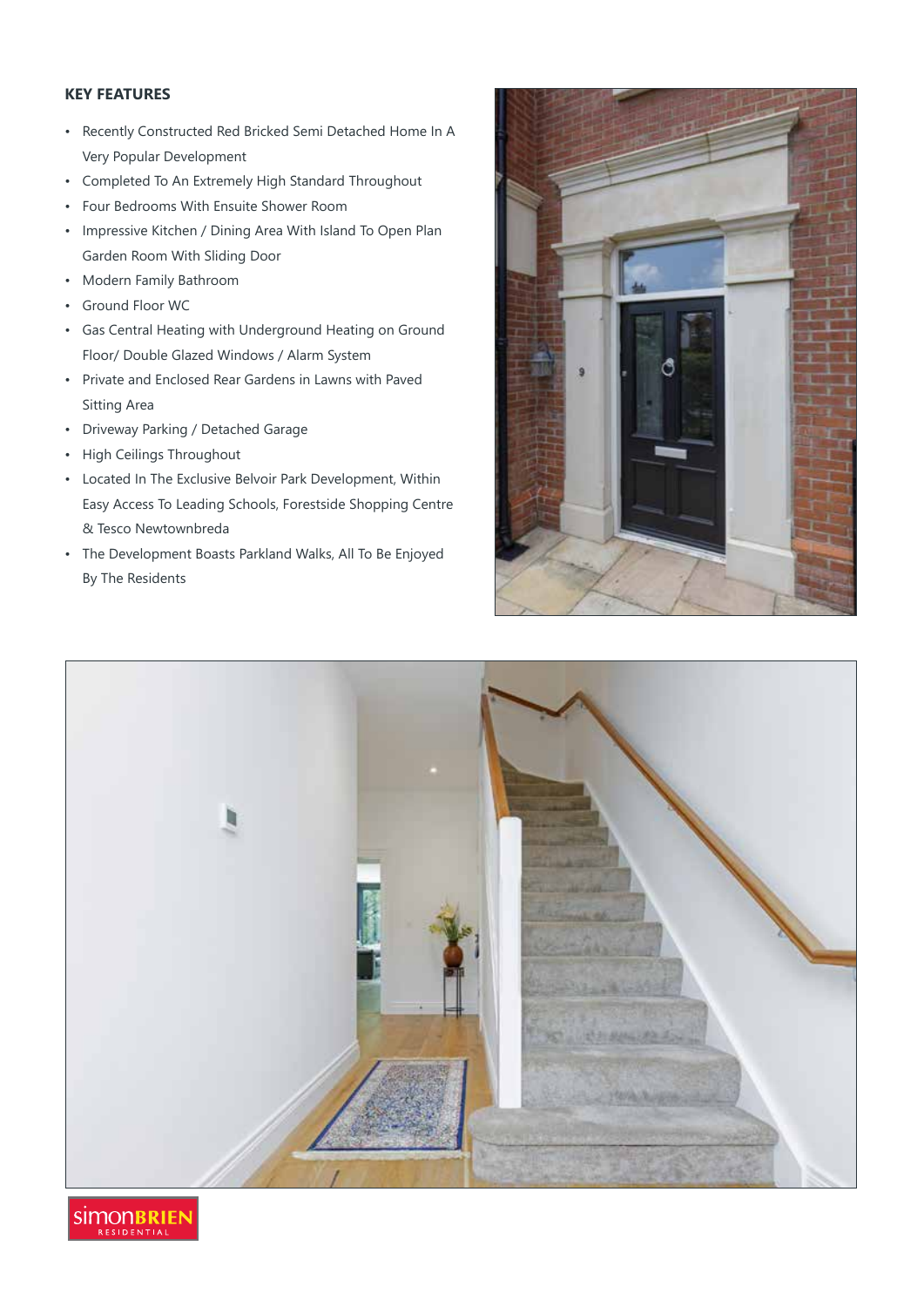**KEY FEATURES**

- Recently Constructed Red Bricked Semi Detached Home In A Very Popular Development
- Completed To An Extremely High Standard Throughout
- Four Bedrooms With Ensuite Shower Room
- Impressive Kitchen / Dining Area With Island To Open Plan Garden Room With Sliding Door
- Modern Family Bathroom
- Ground Floor WC
- Gas Central Heating with Underground Heating on Ground Floor/ Double Glazed Windows / Alarm System
- Private and Enclosed Rear Gardens in Lawns with Paved Sitting Area
- Driveway Parking / Detached Garage
- High Ceilings Throughout
- Located In The Exclusive Belvoir Park Development, Within Easy Access To Leading Schools, Forestside Shopping Centre & Tesco Newtownbreda
- The Development Boasts Parkland Walks, All To Be Enjoyed By The Residents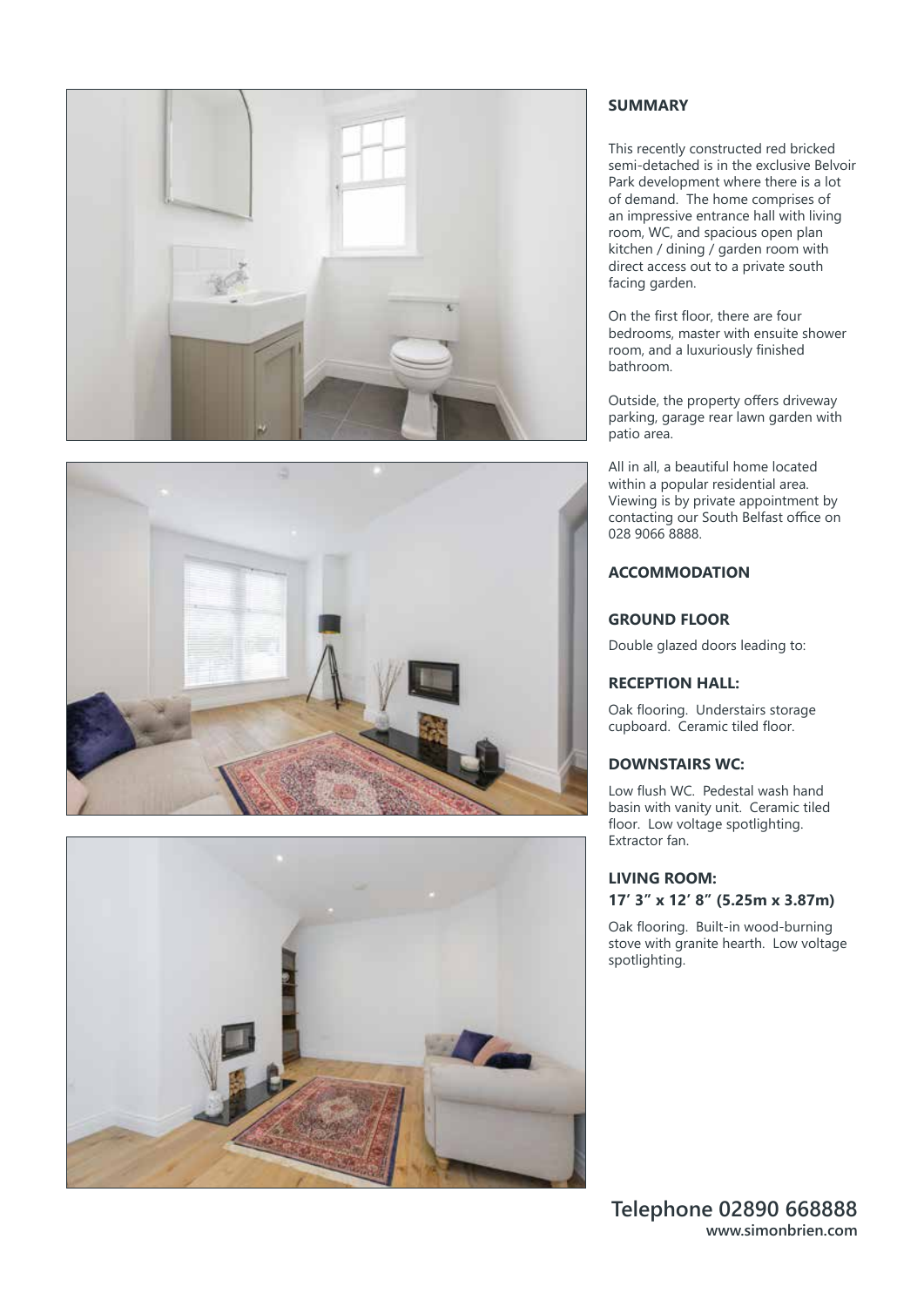## SUMMARY

This recently constructed red bricked semi-detached is in the exclusive Belvoir Park development where there is a lot of demand. The home comprises of an impressive entrance hall with living room, WC, and spacious open plan kitchen / dining / garden room with direct access out to a private south facing garden.

On the first floor, there are four bedrooms, master with ensuite shower room, and a luxuriously finished bathroom.

Outside, the property offers driveway parking, garage rear lawn garden with patio area.

All in all, a beautiful home located within a popular residential area. Viewing is by private appointment by contacting our South Belfast office on 028 9066 8888.

## ACCOMMODATION

### GROUND FLOOR

Double glazed doors leading to:

### RECEPTION HALL:

Oak flooring. Understairs storage cupboard. Ceramic tiled floor.

### DOWNSTAIRS WC:

Low flush WC. Pedestal wash hand basin with vanity unit. Ceramic tiled floor. Low voltage spotlighting. Extractor fan.

### LIVING ROOM:
**17' 3" x 12' 8" (5.25m x 3.87m)**

Oak flooring. Built-in wood-burning stove with granite hearth. Low voltage spotlighting.

**Telephone 02890 668888**
**www.simonbrien.com**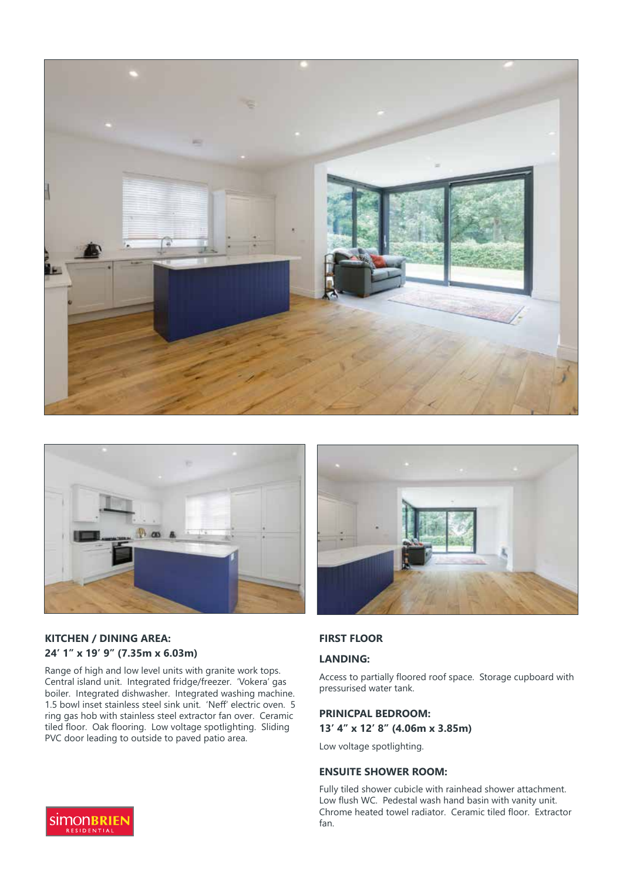**KITCHEN / DINING AREA:**
**24' 1" x 19' 9" (7.35m x 6.03m)**

Range of high and low level units with granite work tops. Central island unit. Integrated fridge/freezer. 'Vokera' gas boiler. Integrated dishwasher. Integrated washing machine. 1.5 bowl inset stainless steel sink unit. 'Neff' electric oven. 5 ring gas hob with stainless steel extractor fan over. Ceramic tiled floor. Oak flooring. Low voltage spotlighting. Sliding PVC door leading to outside to paved patio area.

## FIRST FLOOR

**LANDING:**

Access to partially floored roof space. Storage cupboard with pressurised water tank.

**PRINICPAL BEDROOM:**
**13' 4" x 12' 8" (4.06m x 3.85m)**

Low voltage spotlighting.

**ENSUITE SHOWER ROOM:**

Fully tiled shower cubicle with rainhead shower attachment. Low flush WC. Pedestal wash hand basin with vanity unit. Chrome heated towel radiator. Ceramic tiled floor. Extractor fan.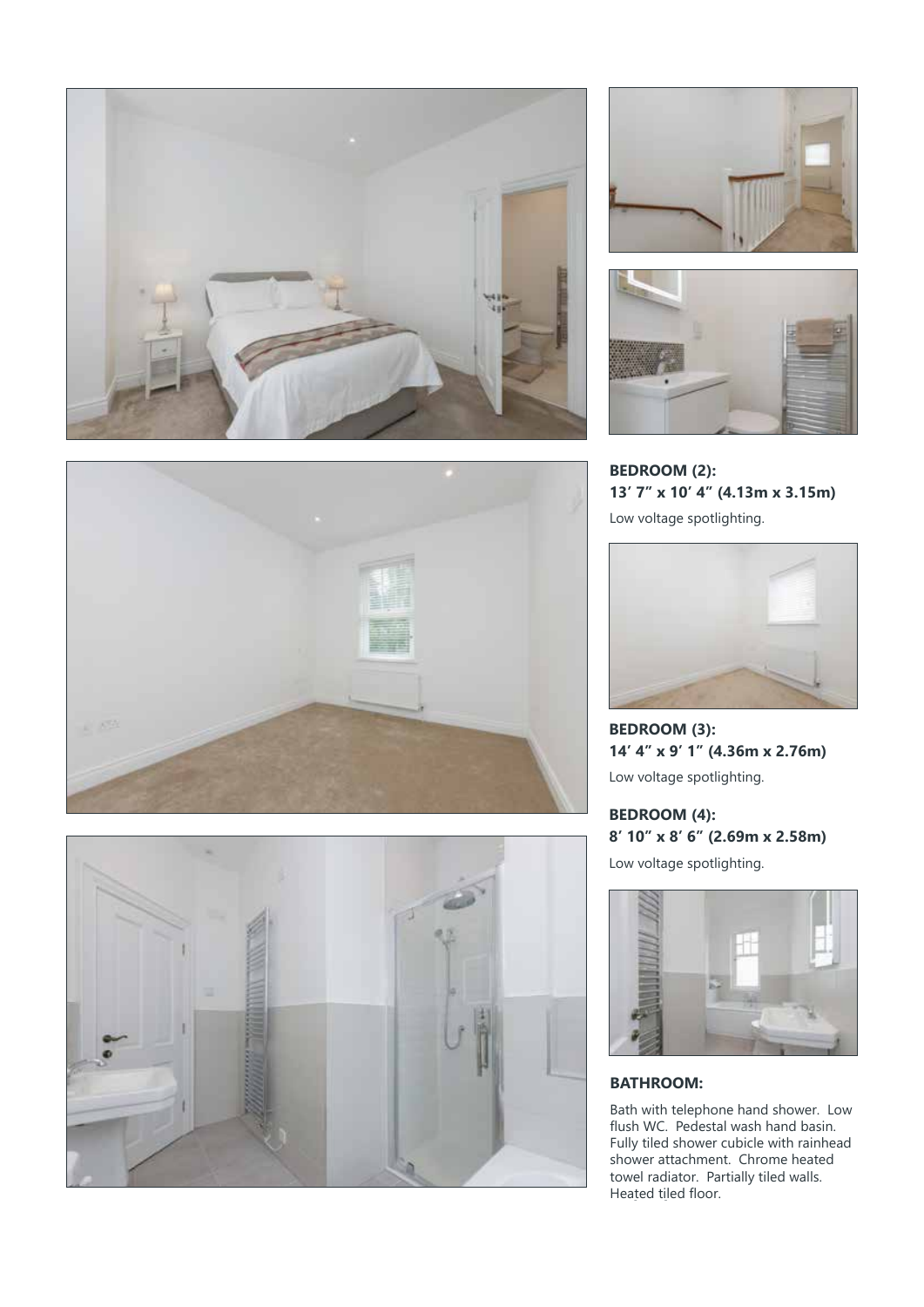**BEDROOM (2):**
**13′ 7″ x 10′ 4″ (4.13m x 3.15m)**

Low voltage spotlighting.

**BEDROOM (3):**
**14′ 4″ x 9′ 1″ (4.36m x 2.76m)**

Low voltage spotlighting.

**BEDROOM (4):**
**8′ 10″ x 8′ 6″ (2.69m x 2.58m)**

Low voltage spotlighting.

**BATHROOM:**

Bath with telephone hand shower. Low flush WC. Pedestal wash hand basin. Fully tiled shower cubicle with rainhead shower attachment. Chrome heated towel radiator. Partially tiled walls. Heated tiled floor.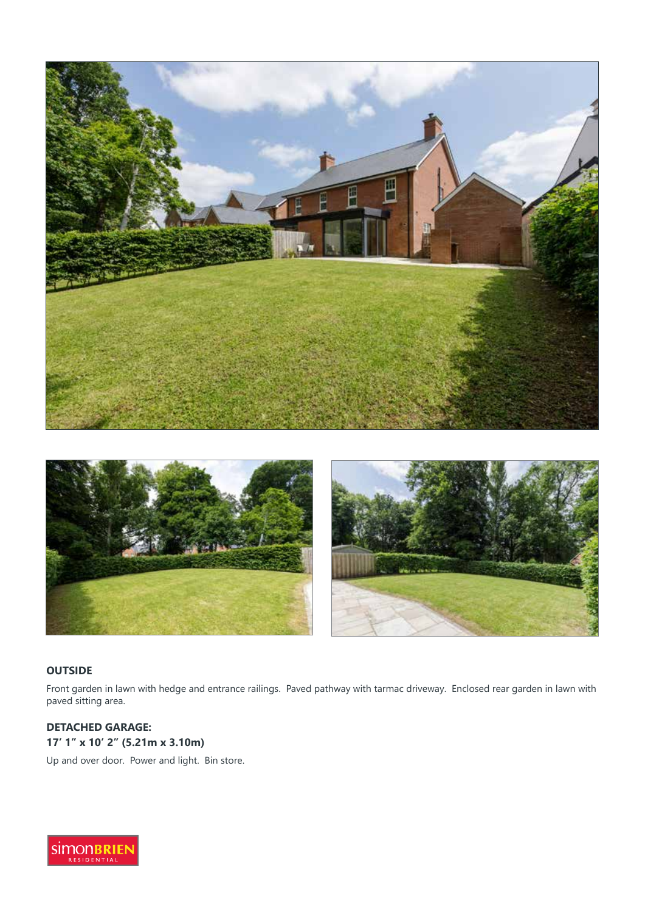### OUTSIDE

Front garden in lawn with hedge and entrance railings. Paved pathway with tarmac driveway. Enclosed rear garden in lawn with paved sitting area.

### DETACHED GARAGE:

**17′ 1″ x 10′ 2″ (5.21m x 3.10m)**

Up and over door. Power and light. Bin store.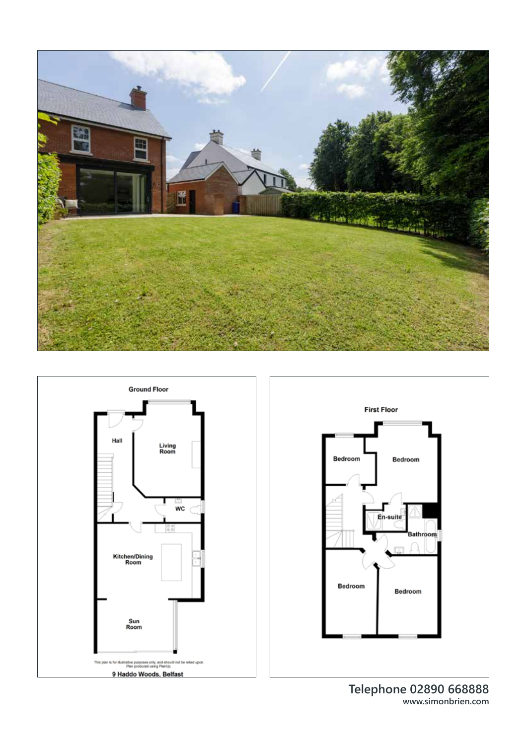Ground Floor

Hall

Living Room

WC

Kitchen/Dining Room

Sun Room

This plan is for illustrative purposes only, and should not be relied upon. Plan produced using PlanUp.

9 Haddo Woods, Belfast

First Floor

Bedroom

Bedroom

En-suite

Bathroom

Bedroom

Bedroom

**Telephone 02890 668888**
**www.simonbrien.com**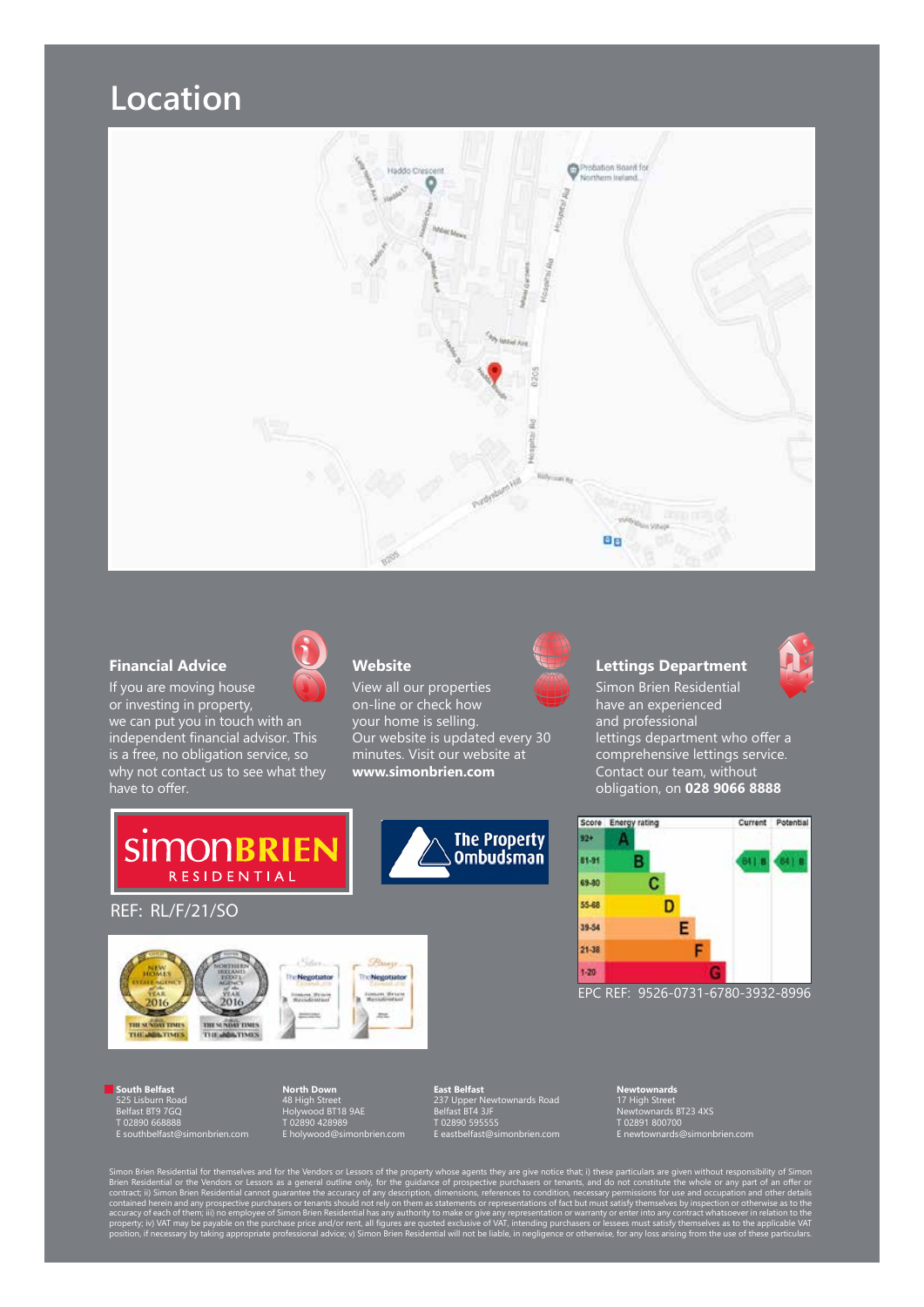# Location

### Financial Advice

If you are moving house or investing in property, we can put you in touch with an independent financial advisor. This is a free, no obligation service, so why not contact us to see what they have to offer.

### Website

View all our properties on-line or check how your home is selling. Our website is updated every 30 minutes. Visit our website at **www.simonbrien.com**

### Lettings Department

Simon Brien Residential have an experienced and professional lettings department who offer a comprehensive lettings service. Contact our team, without obligation, on **028 9066 8888**

REF: RL/F/21/SO

Score
Energy rating
Current
Potential
92+ A
81-91 B
69-80 C
55-68 D
39-54 E
21-38 F
1-20 G
84 | B
84 | B

EPC REF: 9526-0731-6780-3932-8996

**South Belfast**
525 Lisburn Road
Belfast BT9 7GQ
T 02890 668888
E southbelfast@simonbrien.com

**North Down**
48 High Street
Holywood BT18 9AE
T 02890 428989
E holywood@simonbrien.com

**East Belfast**
237 Upper Newtownards Road
Belfast BT4 3JF
T 02890 595555
E eastbelfast@simonbrien.com

**Newtownards**
17 High Street
Newtownards BT23 4XS
T 02891 800700
E newtownards@simonbrien.com

Simon Brien Residential for themselves and for the Vendors or Lessors of the property whose agents they are give notice that; i) these particulars are given without responsibility of Simon Brien Residential or the Vendors or Lessors as a general outline only, for the guidance of prospective purchasers or tenants, and do not constitute the whole or any part of an offer or contract; ii) Simon Brien Residential cannot guarantee the accuracy of any description, dimensions, references to condition, necessary permissions for use and occupation and other details contained herein and any prospective purchasers or tenants should not rely on them as statements or representations of fact but must satisfy themselves by inspection or otherwise as to the accuracy of each of them; iii) no employee of Simon Brien Residential has any authority to make or give any representation or warranty or enter into any contract whatsoever in relation to the property; iv) VAT may be payable on the purchase price and/or rent, all figures are quoted exclusive of VAT, intending purchasers or lessees must satisfy themselves as to the applicable VAT position, if necessary by taking appropriate professional advice; v) Simon Brien Residential will not be liable, in negligence or otherwise, for any loss arising from the use of these particulars.